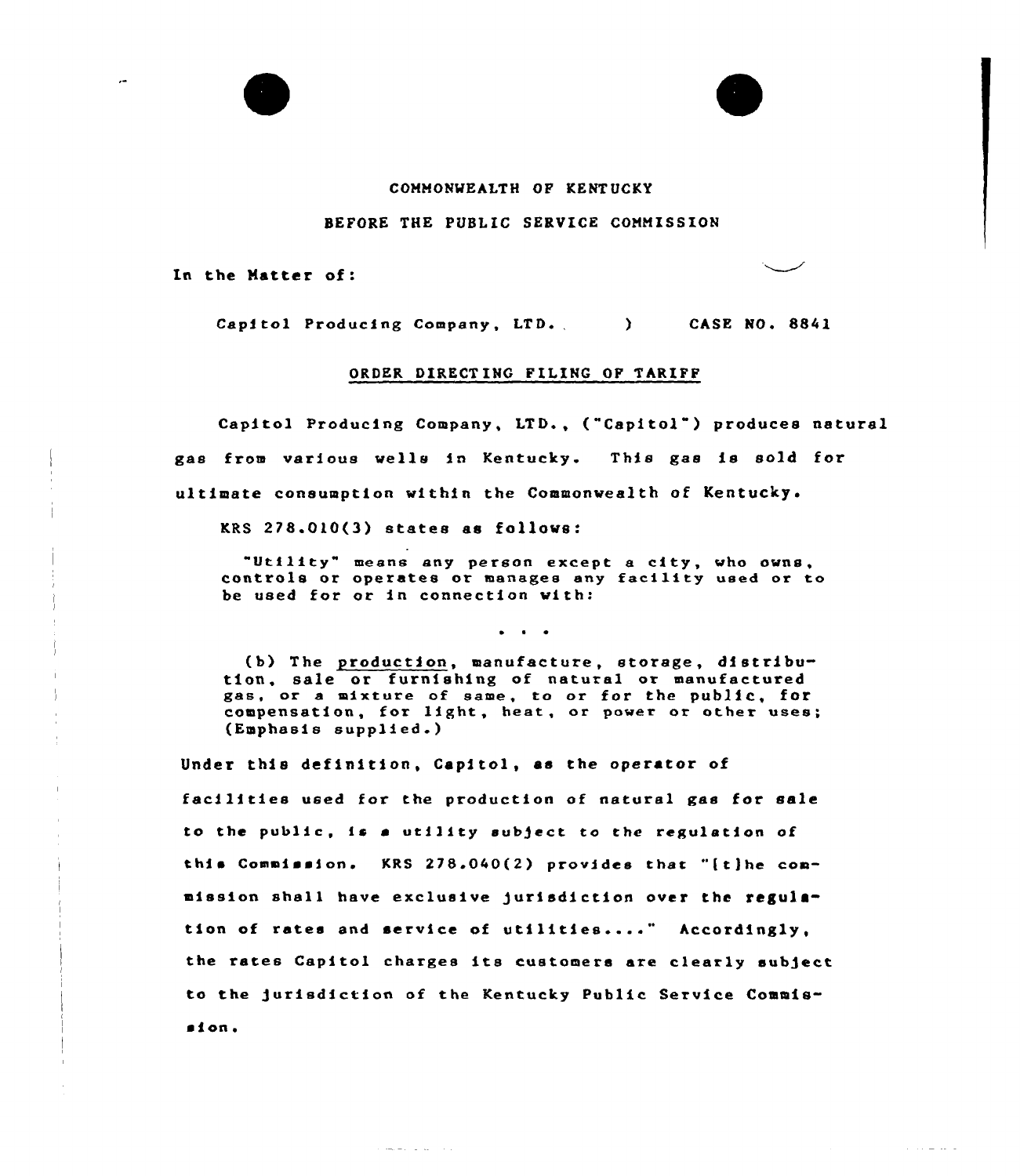COMMONWEALTH OF KENTUCKY

BEFORE THE PUBLIC SERVICE COMMISSION

In the Matter of:

Capitol Producing Company, LTD. ) CASE NO. 8841

## ORDER DIRECTING FILING OF TARIFF

Capitol Producing Company, LTD., ("Capitol") produces natural gas from various wells in Kentucky. This gas is sold for ultimate consumption within the Commonwealth of Kentucky.

KRS 278.010(3) states as follows:

> "Utility" means any person except a city, who owns, controls or operates or manages any facility used or to be used for or in connection with:
>
> . . .
>
> (b) The production, manufacture, storage, distribution, sale or furnishing of natural or manufactured gas, or a mixture of same, to or for the public, for compensation, for light, heat, or power or other uses; (Emphasis supplied.)

Under this definition, Capitol, as the operator of facilities used for the production of natural gas for sale to the public, is a utility subject to the regulation of this Commission. KRS 278.040(2) provides that "[t]he commission shall have exclusive jurisdiction over the regulation of rates and service of utilities...." Accordingly, the rates Capitol charges its customers are clearly subject to the jurisdiction of the Kentucky Public Service Commission.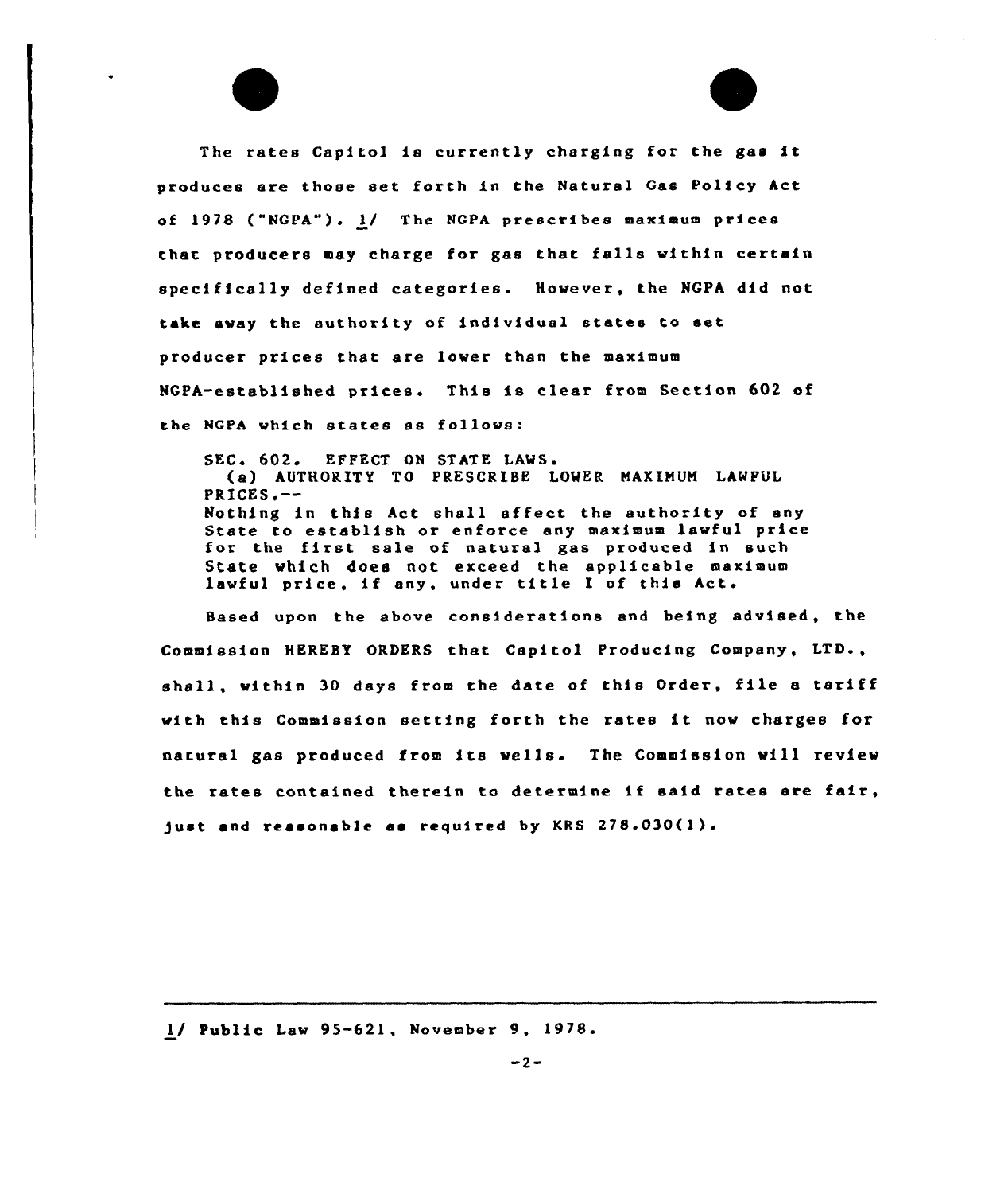The rates Capitol is currently charging for the gas it produces are those set forth in the Natural Gas Policy Act of 1978 ("NGPA"). 1/ The NGPA prescribes maximum prices that producers may charge for gas that falls within certain specifically defined categories. However, the NGPA did not take away the authority of individual states to set producer prices that are lower than the maximum NGPA-established prices. This is clear from Section 602 of the NGPA which states as follows:

> SEC. 602. EFFECT ON STATE LAWS.
> (a) AUTHORITY TO PRESCRIBE LOWER MAXIMUM LAWFUL PRICES.--
> Nothing in this Act shall affect the authority of any State to establish or enforce any maximum lawful price for the first sale of natural gas produced in such State which does not exceed the applicable maximum lawful price, if any, under title I of this Act.

Based upon the above considerations and being advised, the Commission HEREBY ORDERS that Capitol Producing Company, LTD., shall, within 30 days from the date of this Order, file a tariff with this Commission setting forth the rates it now charges for natural gas produced from its wells. The Commission will review the rates contained therein to determine if said rates are fair, just and reasonable as required by KRS 278.030(1).

---

1/ Public Law 95-621, November 9, 1978.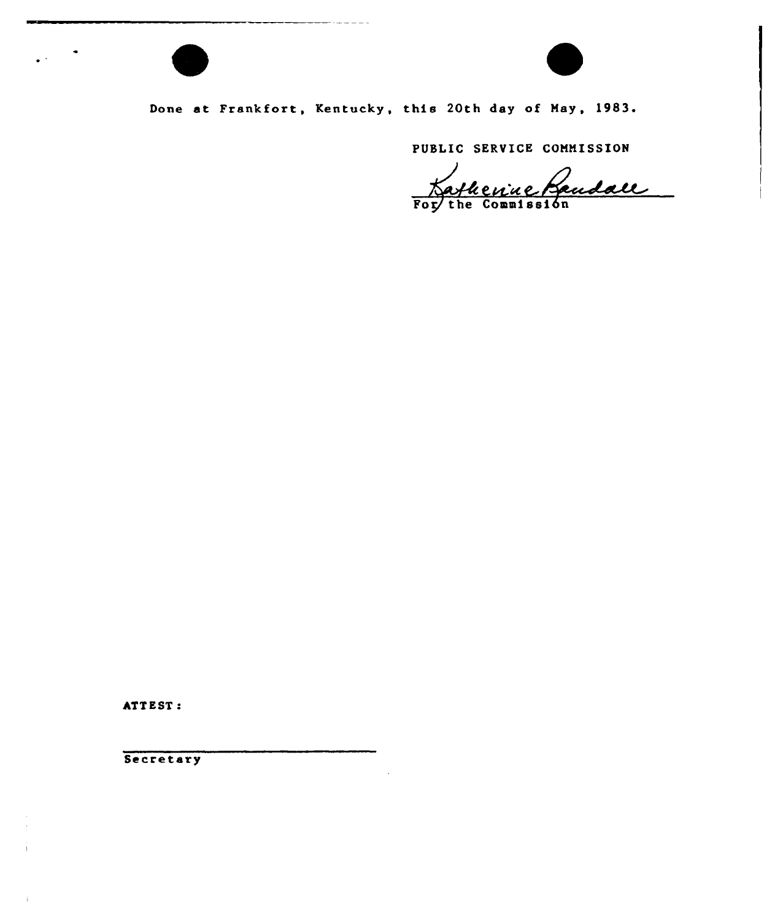Done at Frankfort, Kentucky, this 20th day of May, 1983.

PUBLIC SERVICE COMMISSION

Katherine Randall

For the Commission

ATTEST:

Secretary